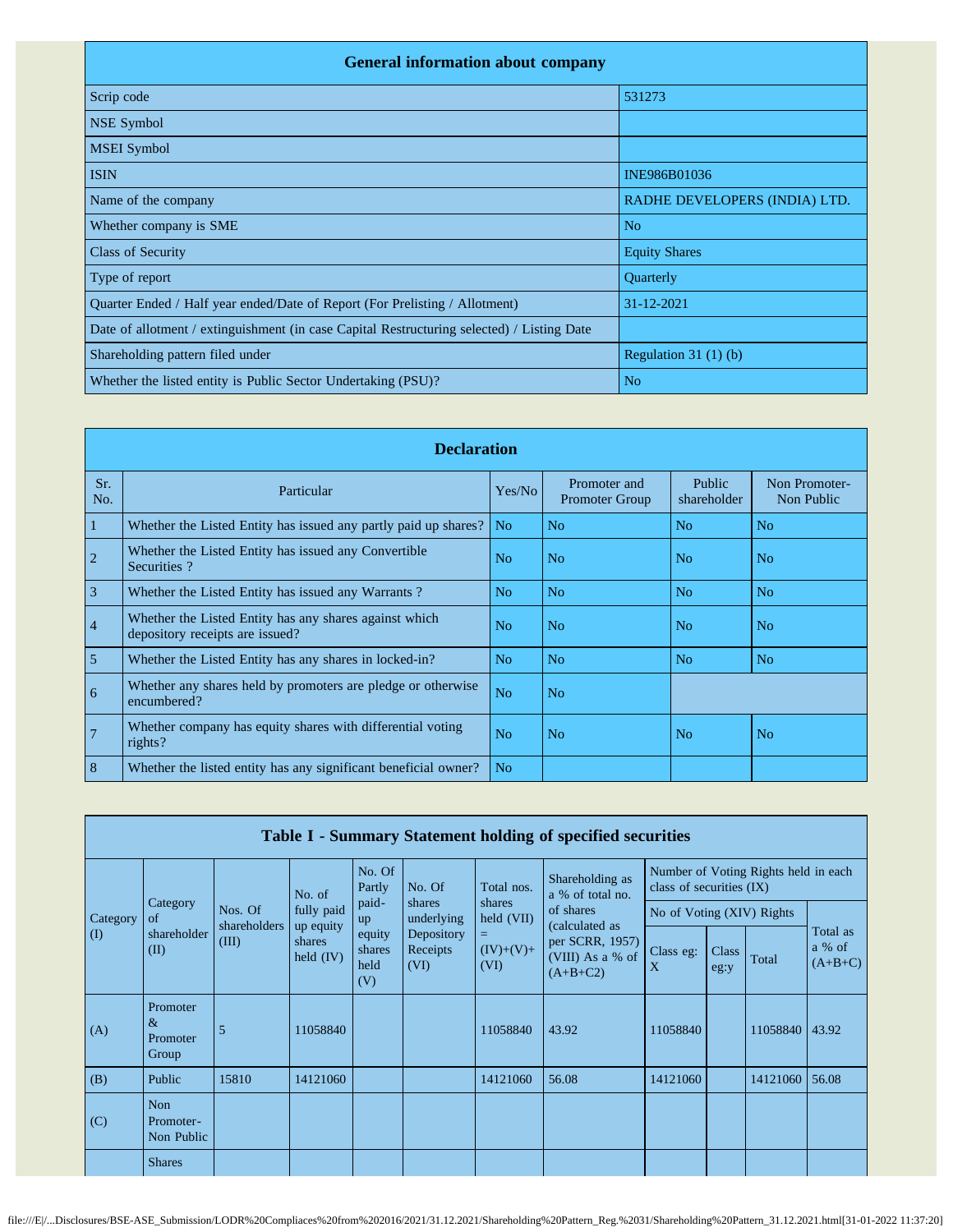## General information about company

| | |
|---|---|
| Scrip code | 531273 |
| NSE Symbol | |
| MSEI Symbol | |
| ISIN | INE986B01036 |
| Name of the company | RADHE DEVELOPERS (INDIA) LTD. |
| Whether company is SME | No |
| Class of Security | Equity Shares |
| Type of report | Quarterly |
| Quarter Ended / Half year ended/Date of Report (For Prelisting / Allotment) | 31-12-2021 |
| Date of allotment / extinguishment (in case Capital Restructuring selected) / Listing Date | |
| Shareholding pattern filed under | Regulation 31 (1) (b) |
| Whether the listed entity is Public Sector Undertaking (PSU)? | No |

## Declaration

| Sr. No. | Particular | Yes/No | Promoter and Promoter Group | Public shareholder | Non Promoter- Non Public |
|---|---|---|---|---|---|
| 1 | Whether the Listed Entity has issued any partly paid up shares? | No | No | No | No |
| 2 | Whether the Listed Entity has issued any Convertible Securities ? | No | No | No | No |
| 3 | Whether the Listed Entity has issued any Warrants ? | No | No | No | No |
| 4 | Whether the Listed Entity has any shares against which depository receipts are issued? | No | No | No | No |
| 5 | Whether the Listed Entity has any shares in locked-in? | No | No | No | No |
| 6 | Whether any shares held by promoters are pledge or otherwise encumbered? | No | No | | |
| 7 | Whether company has equity shares with differential voting rights? | No | No | No | No |
| 8 | Whether the listed entity has any significant beneficial owner? | No | | | |

## Table I - Summary Statement holding of specified securities

| Category (I) | Category of shareholder (II) | Nos. Of shareholders (III) | No. of fully paid up equity shares held (IV) | No. Of Partly paid-up equity shares held (V) | No. Of shares underlying Depository Receipts (VI) | Total nos. shares held (VII) = (IV)+(V)+ (VI) | Shareholding as a % of total no. of shares (calculated as per SCRR, 1957) (VIII) As a % of (A+B+C2) | Number of Voting Rights held in each class of securities (IX) | | | |
|---|---|---|---|---|---|---|---|---|---|---|---|
| | | | | | | | | No of Voting (XIV) Rights | | | Total as a % of (A+B+C) |
| | | | | | | | | Class eg: X | Class eg:y | Total | |
| (A) | Promoter & Promoter Group | 5 | 11058840 | | | 11058840 | 43.92 | 11058840 | | 11058840 | 43.92 |
| (B) | Public | 15810 | 14121060 | | | 14121060 | 56.08 | 14121060 | | 14121060 | 56.08 |
| (C) | Non Promoter- Non Public | | | | | | | | | | |
| | Shares | | | | | | | | | | |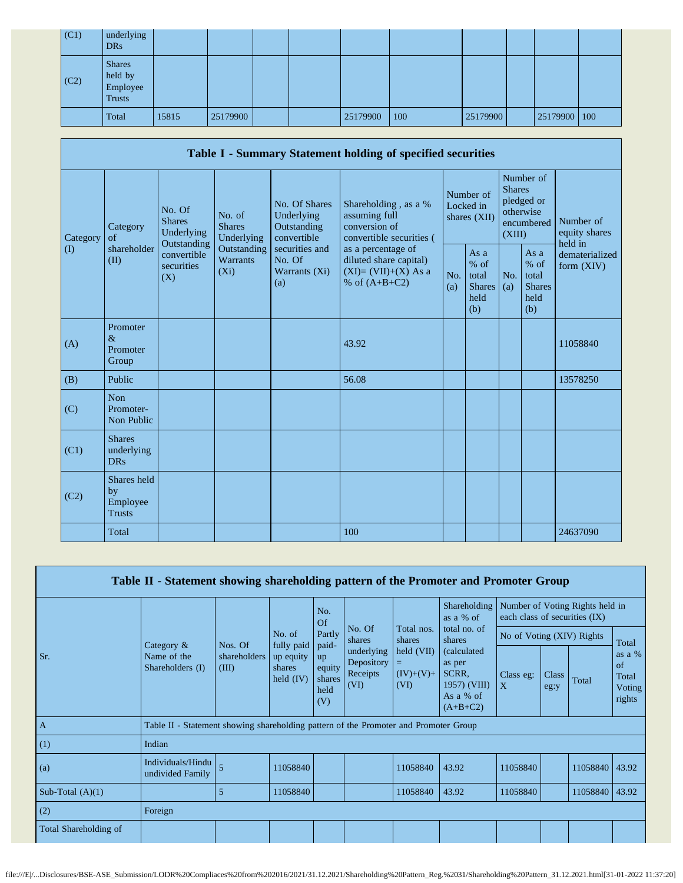| | | | | | | | | | | | |
|---|---|---|---|---|---|---|---|---|---|---|---|
| (C1) | underlying DRs | | | | | | | | | | |
| (C2) | Shares held by Employee Trusts | | | | | | | | | | |
| | Total | 15815 | 25179900 | | | 25179900 | 100 | 25179900 | | 25179900 | 100 |

## Table I - Summary Statement holding of specified securities

| Category (I) | Category of shareholder (II) | No. Of Shares Underlying Outstanding convertible securities (X) | No. of Shares Underlying Outstanding Warrants (Xi) | No. Of Shares Underlying Outstanding convertible securities and No. Of Warrants (Xi) (a) | Shareholding , as a % assuming full conversion of convertible securities ( as a percentage of diluted share capital) (XI)= (VII)+(X) As a % of (A+B+C2) | Number of Locked in shares (XII) | | Number of Shares pledged or otherwise encumbered (XIII) | | Number of equity shares held in dematerialized form (XIV) |
|---|---|---|---|---|---|---|---|---|---|---|
| | | | | | | No. (a) | As a % of total Shares held (b) | No. (a) | As a % of total Shares held (b) | |
| (A) | Promoter & Promoter Group | | | | 43.92 | | | | | 11058840 |
| (B) | Public | | | | 56.08 | | | | | 13578250 |
| (C) | Non Promoter- Non Public | | | | | | | | | |
| (C1) | Shares underlying DRs | | | | | | | | | |
| (C2) | Shares held by Employee Trusts | | | | | | | | | |
| | Total | | | | 100 | | | | | 24637090 |

## Table II - Statement showing shareholding pattern of the Promoter and Promoter Group

| Sr. | Category & Name of the Shareholders (I) | Nos. Of shareholders (III) | No. of fully paid up equity shares held (IV) | No. Of Partly paid-up equity shares held (V) | No. Of shares underlying Depository Receipts (VI) | Total nos. shares held (VII) = (IV)+(V)+ (VI) | Shareholding as a % of total no. of shares (calculated as per SCRR, 1957) (VIII) As a % of (A+B+C2) | Number of Voting Rights held in each class of securities (IX) | | | |
|---|---|---|---|---|---|---|---|---|---|---|---|
| | | | | | | | | No of Voting (XIV) Rights | | | Total as a % of Total Voting rights |
| | | | | | | | | Class eg: X | Class eg:y | Total | |
| A | Table II - Statement showing shareholding pattern of the Promoter and Promoter Group | | | | | | | | | | |
| (1) | Indian | | | | | | | | | | |
| (a) | Individuals/Hindu undivided Family | 5 | 11058840 | | | 11058840 | 43.92 | 11058840 | | 11058840 | 43.92 |
| Sub-Total (A)(1) | | 5 | 11058840 | | | 11058840 | 43.92 | 11058840 | | 11058840 | 43.92 |
| (2) | Foreign | | | | | | | | | | |
| Total Shareholding of | | | | | | | | | | | |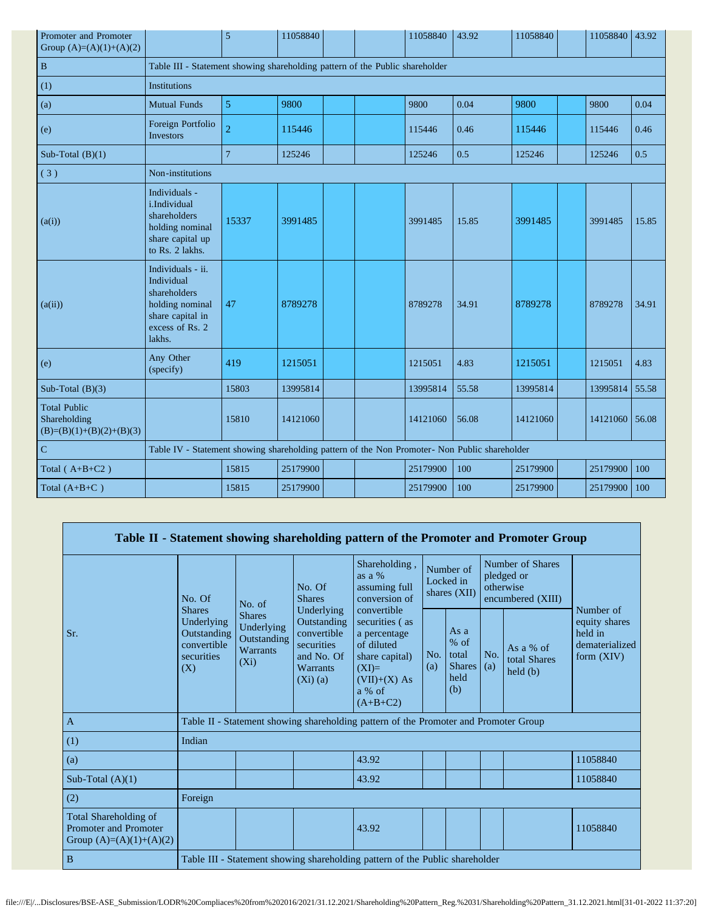| | | | | | | | | | | | |
|---|---|---|---|---|---|---|---|---|---|---|---|
| Promoter and Promoter Group (A)=(A)(1)+(A)(2) | | 5 | 11058840 | | | 11058840 | 43.92 | 11058840 | | 11058840 | 43.92 |
| B | Table III - Statement showing shareholding pattern of the Public shareholder | | | | | | | | | | |
| (1) | Institutions | | | | | | | | | | |
| (a) | Mutual Funds | 5 | 9800 | | | 9800 | 0.04 | 9800 | | 9800 | 0.04 |
| (e) | Foreign Portfolio Investors | 2 | 115446 | | | 115446 | 0.46 | 115446 | | 115446 | 0.46 |
| Sub-Total (B)(1) | | 7 | 125246 | | | 125246 | 0.5 | 125246 | | 125246 | 0.5 |
| ( 3 ) | Non-institutions | | | | | | | | | | |
| (a(i)) | Individuals - i.Individual shareholders holding nominal share capital up to Rs. 2 lakhs. | 15337 | 3991485 | | | 3991485 | 15.85 | 3991485 | | 3991485 | 15.85 |
| (a(ii)) | Individuals - ii. Individual shareholders holding nominal share capital in excess of Rs. 2 lakhs. | 47 | 8789278 | | | 8789278 | 34.91 | 8789278 | | 8789278 | 34.91 |
| (e) | Any Other (specify) | 419 | 1215051 | | | 1215051 | 4.83 | 1215051 | | 1215051 | 4.83 |
| Sub-Total (B)(3) | | 15803 | 13995814 | | | 13995814 | 55.58 | 13995814 | | 13995814 | 55.58 |
| Total Public Shareholding (B)=(B)(1)+(B)(2)+(B)(3) | | 15810 | 14121060 | | | 14121060 | 56.08 | 14121060 | | 14121060 | 56.08 |
| C | Table IV - Statement showing shareholding pattern of the Non Promoter- Non Public shareholder | | | | | | | | | | |
| Total ( A+B+C2 ) | | 15815 | 25179900 | | | 25179900 | 100 | 25179900 | | 25179900 | 100 |
| Total (A+B+C ) | | 15815 | 25179900 | | | 25179900 | 100 | 25179900 | | 25179900 | 100 |

| Table II - Statement showing shareholding pattern of the Promoter and Promoter Group | | | | | | | | | |
|---|---|---|---|---|---|---|---|---|---|
| Sr. | No. Of Shares Underlying Outstanding convertible securities (X) | No. of Shares Underlying Outstanding Warrants (Xi) | No. Of Shares Underlying Outstanding convertible securities and No. Of Warrants (Xi) (a) | Shareholding , as a % assuming full conversion of convertible securities ( as a percentage of diluted share capital) (XI)= (VII)+(X) As a % of (A+B+C2) | Number of Locked in shares (XII) | | Number of Shares pledged or otherwise encumbered (XIII) | | Number of equity shares held in dematerialized form (XIV) |
| | | | | | No. (a) | As a % of total Shares held (b) | No. (a) | As a % of total Shares held (b) | |
| A | Table II - Statement showing shareholding pattern of the Promoter and Promoter Group | | | | | | | | |
| (1) | Indian | | | | | | | | |
| (a) | | | | 43.92 | | | | | 11058840 |
| Sub-Total (A)(1) | | | | 43.92 | | | | | 11058840 |
| (2) | Foreign | | | | | | | | |
| Total Shareholding of Promoter and Promoter Group (A)=(A)(1)+(A)(2) | | | | 43.92 | | | | | 11058840 |
| B | Table III - Statement showing shareholding pattern of the Public shareholder | | | | | | | | |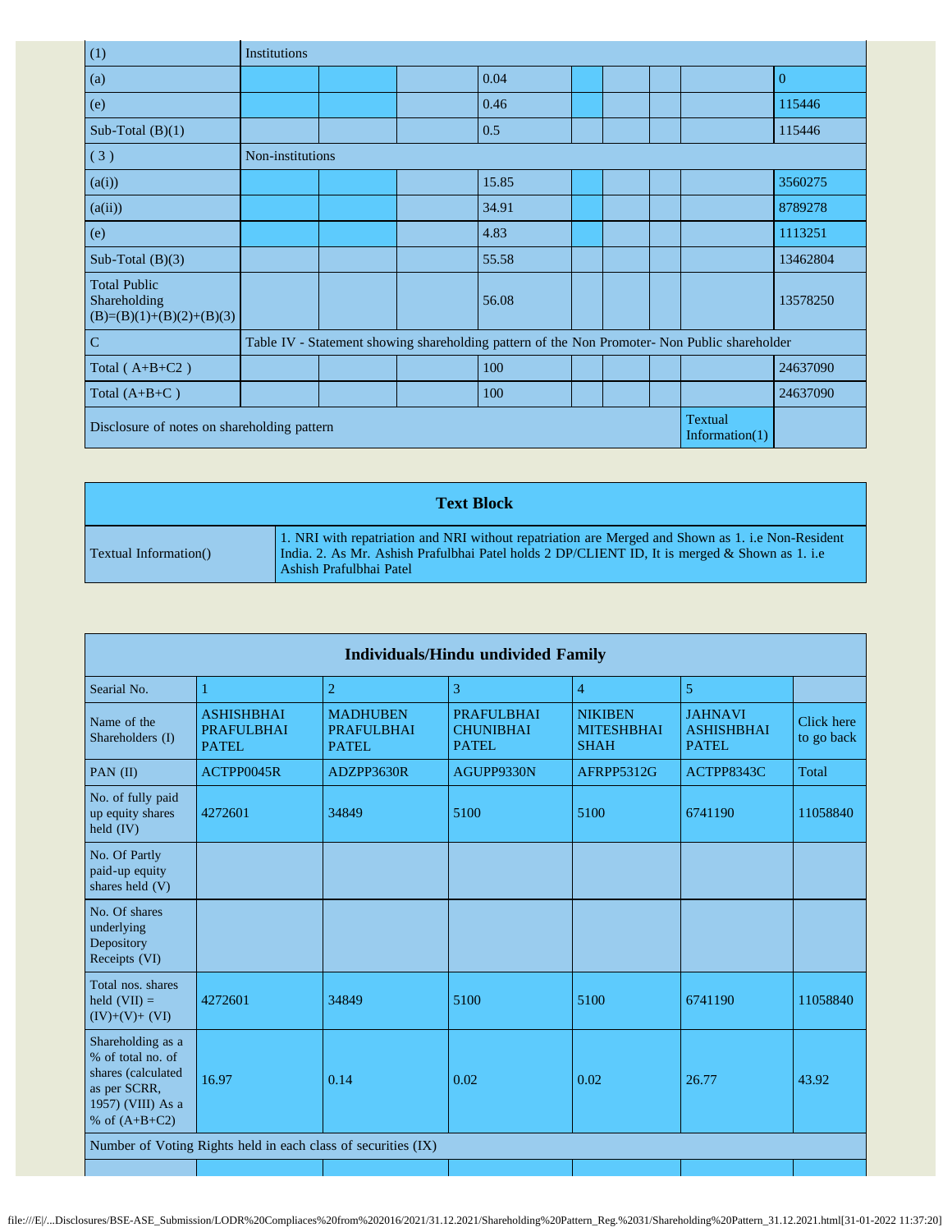| (1) | Institutions | | | | | | | | |
|---|---|---|---|---|---|---|---|---|---|
| (a) | | | | 0.04 | | | | | 0 |
| (e) | | | | 0.46 | | | | | 115446 |
| Sub-Total (B)(1) | | | | 0.5 | | | | | 115446 |
| ( 3 ) | Non-institutions | | | | | | | | |
| (a(i)) | | | | 15.85 | | | | | 3560275 |
| (a(ii)) | | | | 34.91 | | | | | 8789278 |
| (e) | | | | 4.83 | | | | | 1113251 |
| Sub-Total (B)(3) | | | | 55.58 | | | | | 13462804 |
| Total Public Shareholding (B)=(B)(1)+(B)(2)+(B)(3) | | | | 56.08 | | | | | 13578250 |
| C | Table IV - Statement showing shareholding pattern of the Non Promoter- Non Public shareholder | | | | | | | | |
| Total ( A+B+C2 ) | | | | 100 | | | | | 24637090 |
| Total (A+B+C ) | | | | 100 | | | | | 24637090 |
| Disclosure of notes on shareholding pattern | | | | | | | | Textual Information(1) | |

| Text Block | |
|---|---|
| Textual Information() | 1. NRI with repatriation and NRI without repatriation are Merged and Shown as 1. i.e Non-Resident India. 2. As Mr. Ashish Prafulbhai Patel holds 2 DP/CLIENT ID, It is merged & Shown as 1. i.e Ashish Prafulbhai Patel |

| Individuals/Hindu undivided Family | | | | | | |
|---|---|---|---|---|---|---|
| Searial No. | 1 | 2 | 3 | 4 | 5 | |
| Name of the Shareholders (I) | ASHISHBHAI PRAFULBHAI PATEL | MADHUBEN PRAFULBHAI PATEL | PRAFULBHAI CHUNIBHAI PATEL | NIKIBEN MITESHBHAI SHAH | JAHNAVI ASHISHBHAI PATEL | Click here to go back |
| PAN (II) | ACTPP0045R | ADZPP3630R | AGUPP9330N | AFRPP5312G | ACTPP8343C | Total |
| No. of fully paid up equity shares held (IV) | 4272601 | 34849 | 5100 | 5100 | 6741190 | 11058840 |
| No. Of Partly paid-up equity shares held (V) | | | | | | |
| No. Of shares underlying Depository Receipts (VI) | | | | | | |
| Total nos. shares held (VII) = (IV)+(V)+ (VI) | 4272601 | 34849 | 5100 | 5100 | 6741190 | 11058840 |
| Shareholding as a % of total no. of shares (calculated as per SCRR, 1957) (VIII) As a % of (A+B+C2) | 16.97 | 0.14 | 0.02 | 0.02 | 26.77 | 43.92 |
| Number of Voting Rights held in each class of securities (IX) | | | | | | |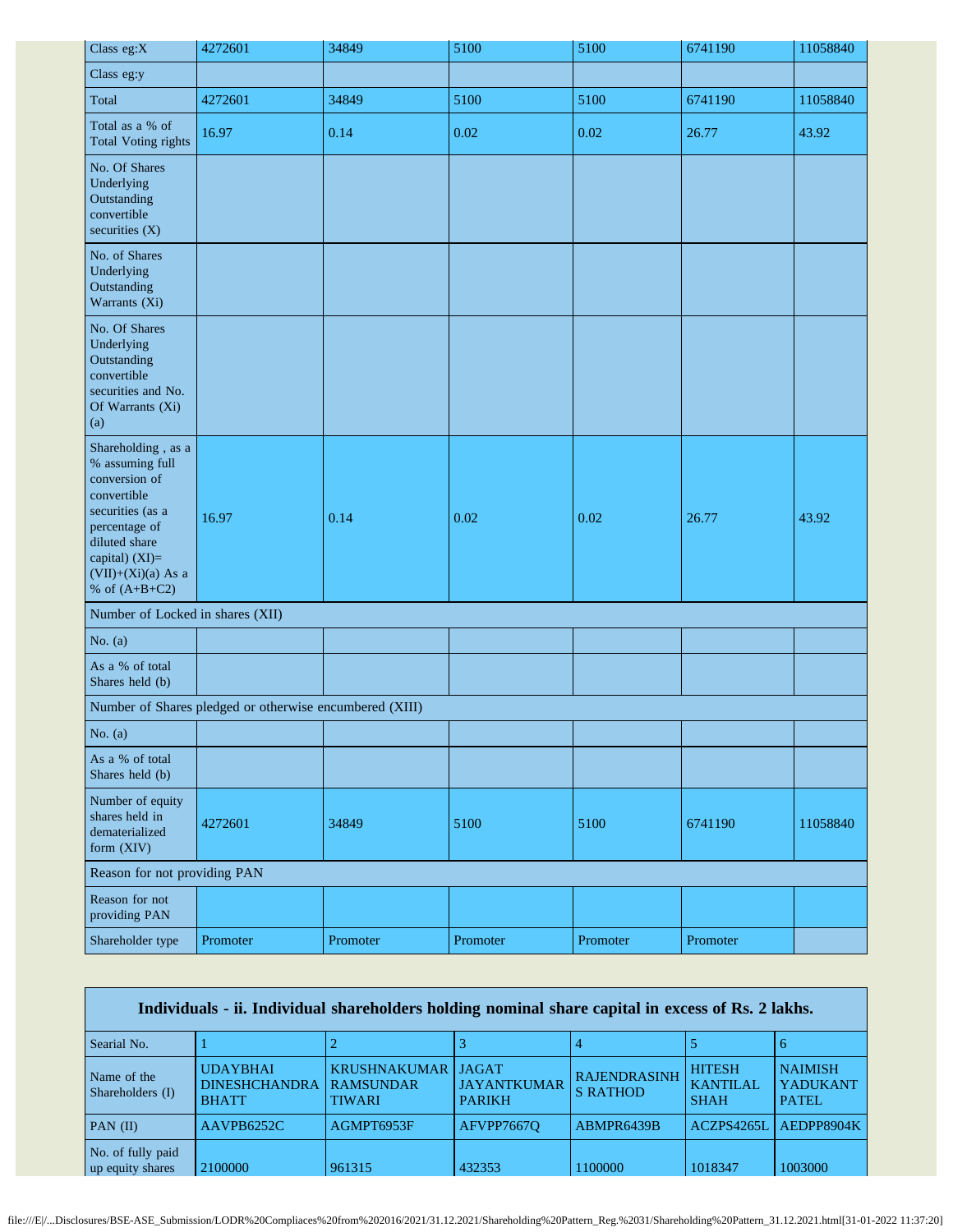| | | | | | | |
|---|---|---|---|---|---|---|
| Class eg:X | 4272601 | 34849 | 5100 | 5100 | 6741190 | 11058840 |
| Class eg:y | | | | | | |
| Total | 4272601 | 34849 | 5100 | 5100 | 6741190 | 11058840 |
| Total as a % of Total Voting rights | 16.97 | 0.14 | 0.02 | 0.02 | 26.77 | 43.92 |
| No. Of Shares Underlying Outstanding convertible securities (X) | | | | | | |
| No. of Shares Underlying Outstanding Warrants (Xi) | | | | | | |
| No. Of Shares Underlying Outstanding convertible securities and No. Of Warrants (Xi) (a) | | | | | | |
| Shareholding , as a % assuming full conversion of convertible securities (as a percentage of diluted share capital) (XI)= (VII)+(Xi)(a) As a % of (A+B+C2) | 16.97 | 0.14 | 0.02 | 0.02 | 26.77 | 43.92 |
| Number of Locked in shares (XII) | | | | | | |
| No. (a) | | | | | | |
| As a % of total Shares held (b) | | | | | | |
| Number of Shares pledged or otherwise encumbered (XIII) | | | | | | |
| No. (a) | | | | | | |
| As a % of total Shares held (b) | | | | | | |
| Number of equity shares held in dematerialized form (XIV) | 4272601 | 34849 | 5100 | 5100 | 6741190 | 11058840 |
| Reason for not providing PAN | | | | | | |
| Reason for not providing PAN | | | | | | |
| Shareholder type | Promoter | Promoter | Promoter | Promoter | Promoter | |

**Individuals - ii. Individual shareholders holding nominal share capital in excess of Rs. 2 lakhs.**

| Searial No. | 1 | 2 | 3 | 4 | 5 | 6 |
|---|---|---|---|---|---|---|
| Name of the Shareholders (I) | UDAYBHAI DINESHCHANDRA BHATT | KRUSHNAKUMAR RAMSUNDAR TIWARI | JAGAT JAYANTKUMAR PARIKH | RAJENDRASINH S RATHOD | HITESH KANTILAL SHAH | NAIMISH YADUKANT PATEL |
| PAN (II) | AAVPB6252C | AGMPT6953F | AFVPP7667Q | ABMPR6439B | ACZPS4265L | AEDPP8904K |
| No. of fully paid up equity shares | 2100000 | 961315 | 432353 | 1100000 | 1018347 | 1003000 |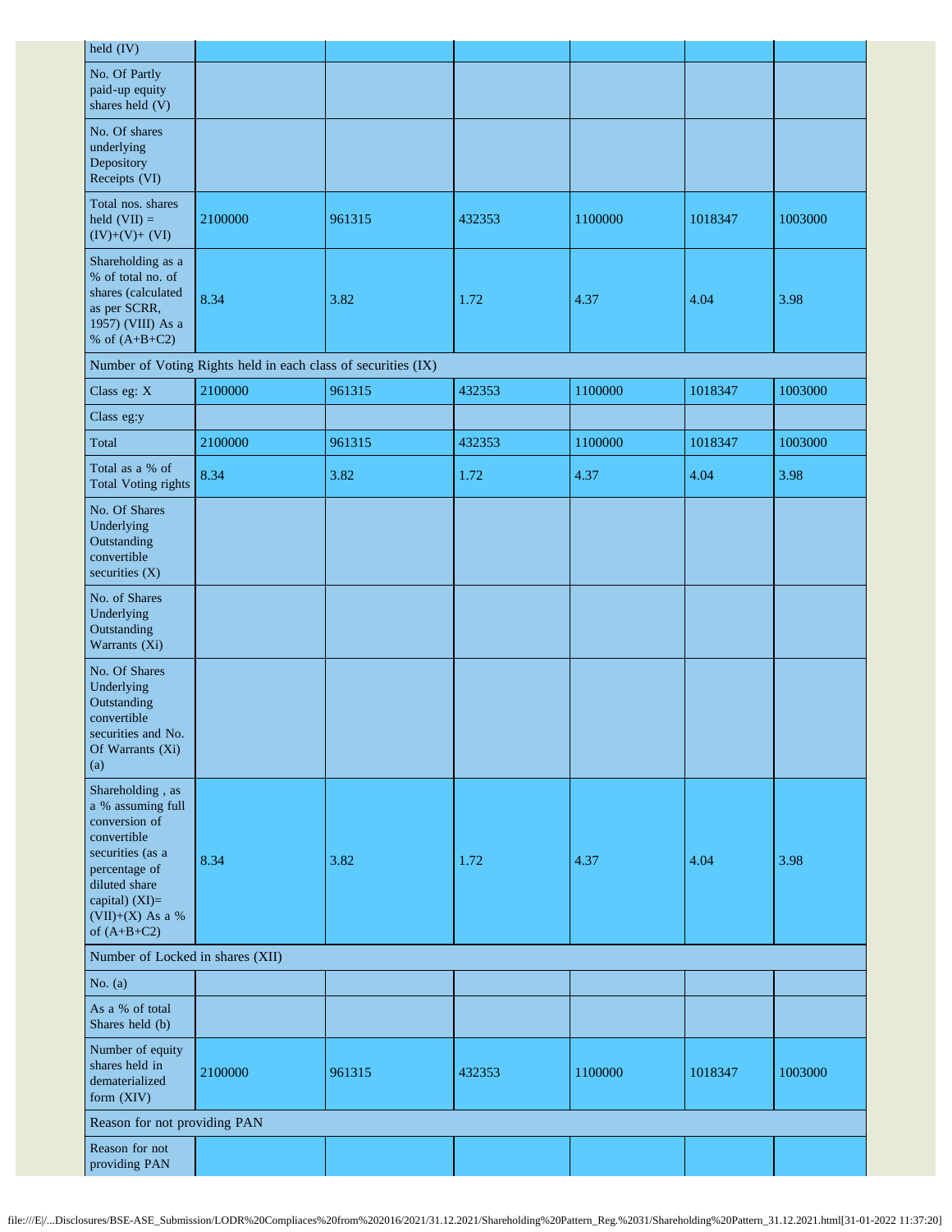| held (IV) | | | | | | |
|---|---|---|---|---|---|---|
| No. Of Partly paid-up equity shares held (V) | | | | | | |
| No. Of shares underlying Depository Receipts (VI) | | | | | | |
| Total nos. shares held (VII) = (IV)+(V)+ (VI) | 2100000 | 961315 | 432353 | 1100000 | 1018347 | 1003000 |
| Shareholding as a % of total no. of shares (calculated as per SCRR, 1957) (VIII) As a % of (A+B+C2) | 8.34 | 3.82 | 1.72 | 4.37 | 4.04 | 3.98 |
| Number of Voting Rights held in each class of securities (IX) | | | | | | |
| Class eg: X | 2100000 | 961315 | 432353 | 1100000 | 1018347 | 1003000 |
| Class eg:y | | | | | | |
| Total | 2100000 | 961315 | 432353 | 1100000 | 1018347 | 1003000 |
| Total as a % of Total Voting rights | 8.34 | 3.82 | 1.72 | 4.37 | 4.04 | 3.98 |
| No. Of Shares Underlying Outstanding convertible securities (X) | | | | | | |
| No. of Shares Underlying Outstanding Warrants (Xi) | | | | | | |
| No. Of Shares Underlying Outstanding convertible securities and No. Of Warrants (Xi) (a) | | | | | | |
| Shareholding , as a % assuming full conversion of convertible securities (as a percentage of diluted share capital) (XI)= (VII)+(X) As a % of (A+B+C2) | 8.34 | 3.82 | 1.72 | 4.37 | 4.04 | 3.98 |
| Number of Locked in shares (XII) | | | | | | |
| No. (a) | | | | | | |
| As a % of total Shares held (b) | | | | | | |
| Number of equity shares held in dematerialized form (XIV) | 2100000 | 961315 | 432353 | 1100000 | 1018347 | 1003000 |
| Reason for not providing PAN | | | | | | |
| Reason for not providing PAN | | | | | | |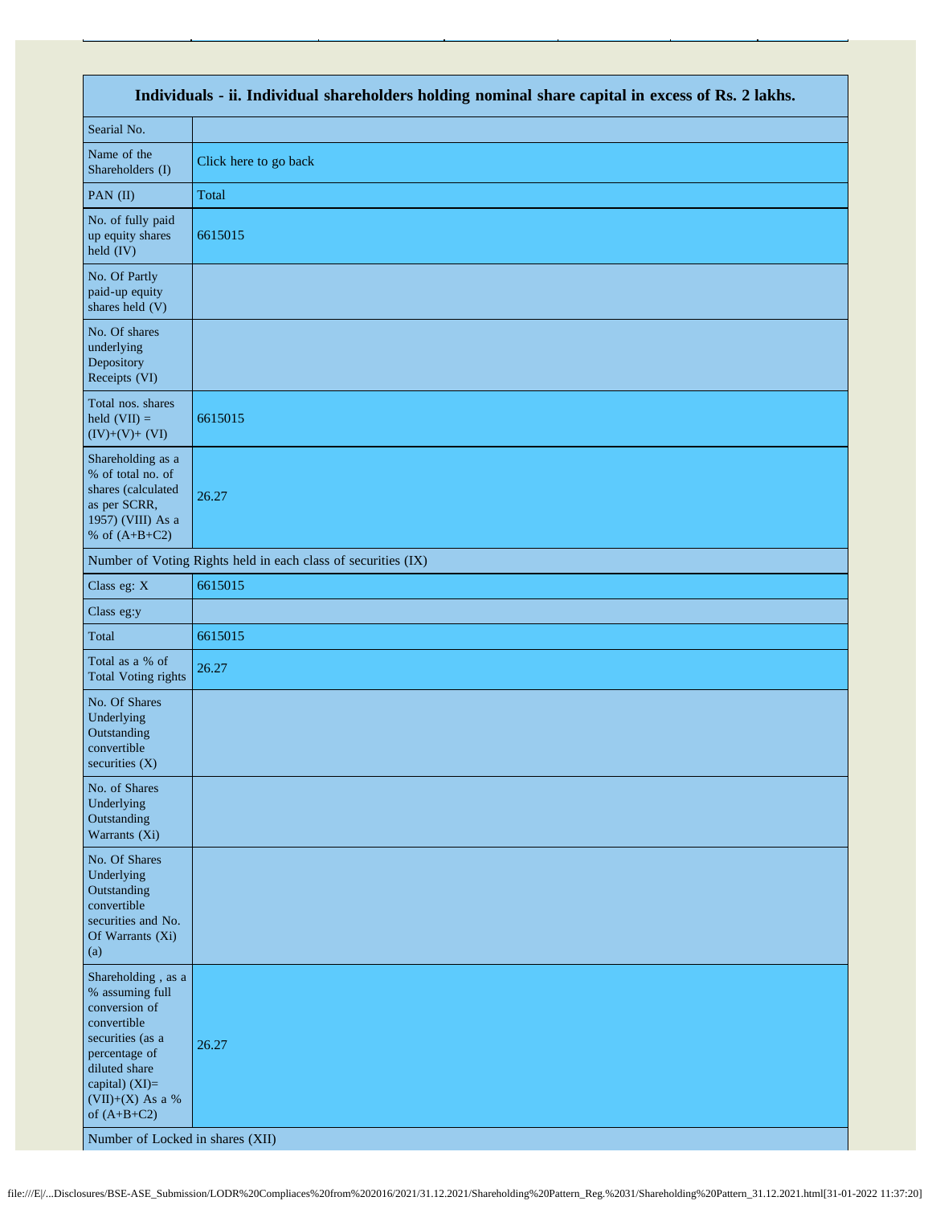| Individuals - ii. Individual shareholders holding nominal share capital in excess of Rs. 2 lakhs. | |
|---|---|
| Searial No. | |
| Name of the Shareholders (I) | Click here to go back |
| PAN (II) | Total |
| No. of fully paid up equity shares held (IV) | 6615015 |
| No. Of Partly paid-up equity shares held (V) | |
| No. Of shares underlying Depository Receipts (VI) | |
| Total nos. shares held (VII) = (IV)+(V)+ (VI) | 6615015 |
| Shareholding as a % of total no. of shares (calculated as per SCRR, 1957) (VIII) As a % of (A+B+C2) | 26.27 |
| Number of Voting Rights held in each class of securities (IX) | |
| Class eg: X | 6615015 |
| Class eg:y | |
| Total | 6615015 |
| Total as a % of Total Voting rights | 26.27 |
| No. Of Shares Underlying Outstanding convertible securities (X) | |
| No. of Shares Underlying Outstanding Warrants (Xi) | |
| No. Of Shares Underlying Outstanding convertible securities and No. Of Warrants (Xi) (a) | |
| Shareholding , as a % assuming full conversion of convertible securities (as a percentage of diluted share capital) (XI)= (VII)+(X) As a % of (A+B+C2) | 26.27 |
| Number of Locked in shares (XII) | |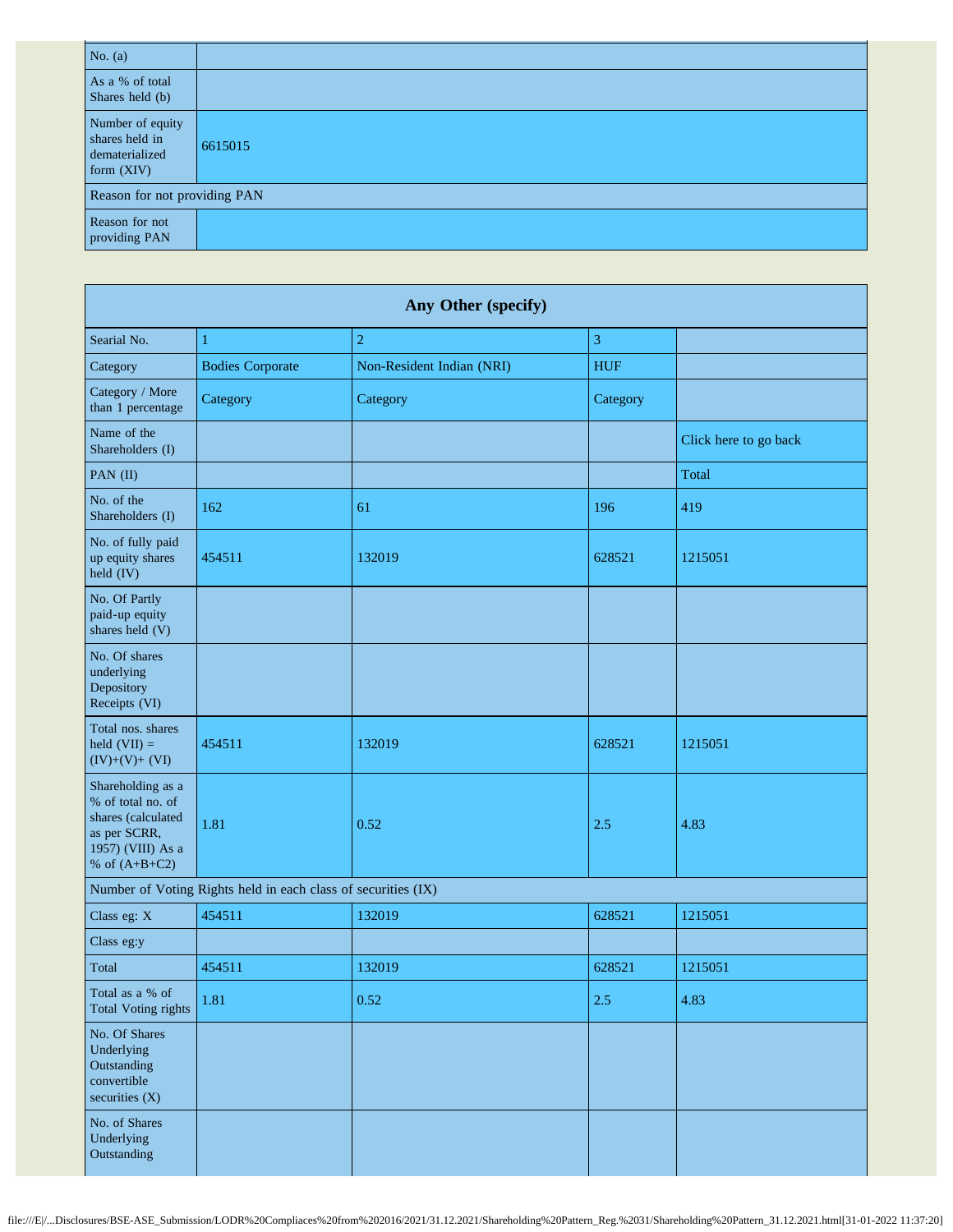| No. (a) | |
|---|---|
| As a % of total Shares held (b) | |
| Number of equity shares held in dematerialized form (XIV) | 6615015 |
| Reason for not providing PAN | |
| Reason for not providing PAN | |

| Any Other (specify) | | | | |
|---|---|---|---|---|
| Searial No. | 1 | 2 | 3 | |
| Category | Bodies Corporate | Non-Resident Indian (NRI) | HUF | |
| Category / More than 1 percentage | Category | Category | Category | |
| Name of the Shareholders (I) | | | | Click here to go back |
| PAN (II) | | | | Total |
| No. of the Shareholders (I) | 162 | 61 | 196 | 419 |
| No. of fully paid up equity shares held (IV) | 454511 | 132019 | 628521 | 1215051 |
| No. Of Partly paid-up equity shares held (V) | | | | |
| No. Of shares underlying Depository Receipts (VI) | | | | |
| Total nos. shares held (VII) = (IV)+(V)+ (VI) | 454511 | 132019 | 628521 | 1215051 |
| Shareholding as a % of total no. of shares (calculated as per SCRR, 1957) (VIII) As a % of (A+B+C2) | 1.81 | 0.52 | 2.5 | 4.83 |
| Number of Voting Rights held in each class of securities (IX) | | | | |
| Class eg: X | 454511 | 132019 | 628521 | 1215051 |
| Class eg:y | | | | |
| Total | 454511 | 132019 | 628521 | 1215051 |
| Total as a % of Total Voting rights | 1.81 | 0.52 | 2.5 | 4.83 |
| No. Of Shares Underlying Outstanding convertible securities (X) | | | | |
| No. of Shares Underlying Outstanding | | | | |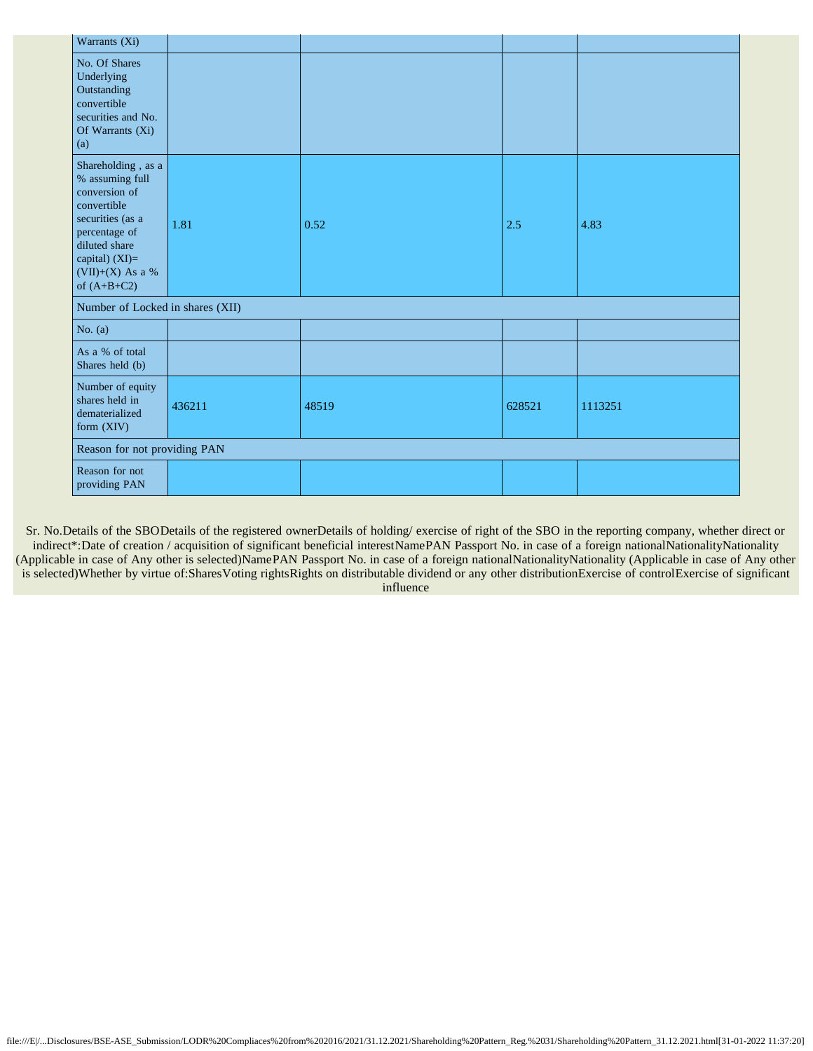| | | | | |
|---|---|---|---|---|
| Warrants (Xi) | | | | |
| No. Of Shares Underlying Outstanding convertible securities and No. Of Warrants (Xi) (a) | | | | |
| Shareholding , as a % assuming full conversion of convertible securities (as a percentage of diluted share capital) (XI)= (VII)+(X) As a % of (A+B+C2) | 1.81 | 0.52 | 2.5 | 4.83 |
| Number of Locked in shares (XII) | | | | |
| No. (a) | | | | |
| As a % of total Shares held (b) | | | | |
| Number of equity shares held in dematerialized form (XIV) | 436211 | 48519 | 628521 | 1113251 |
| Reason for not providing PAN | | | | |
| Reason for not providing PAN | | | | |

Sr. No.Details of the SBODetails of the registered ownerDetails of holding/ exercise of right of the SBO in the reporting company, whether direct or indirect*:Date of creation / acquisition of significant beneficial interestNamePAN Passport No. in case of a foreign nationalNationalityNationality (Applicable in case of Any other is selected)NamePAN Passport No. in case of a foreign nationalNationalityNationality (Applicable in case of Any other is selected)Whether by virtue of:SharesVoting rightsRights on distributable dividend or any other distributionExercise of controlExercise of significant influence